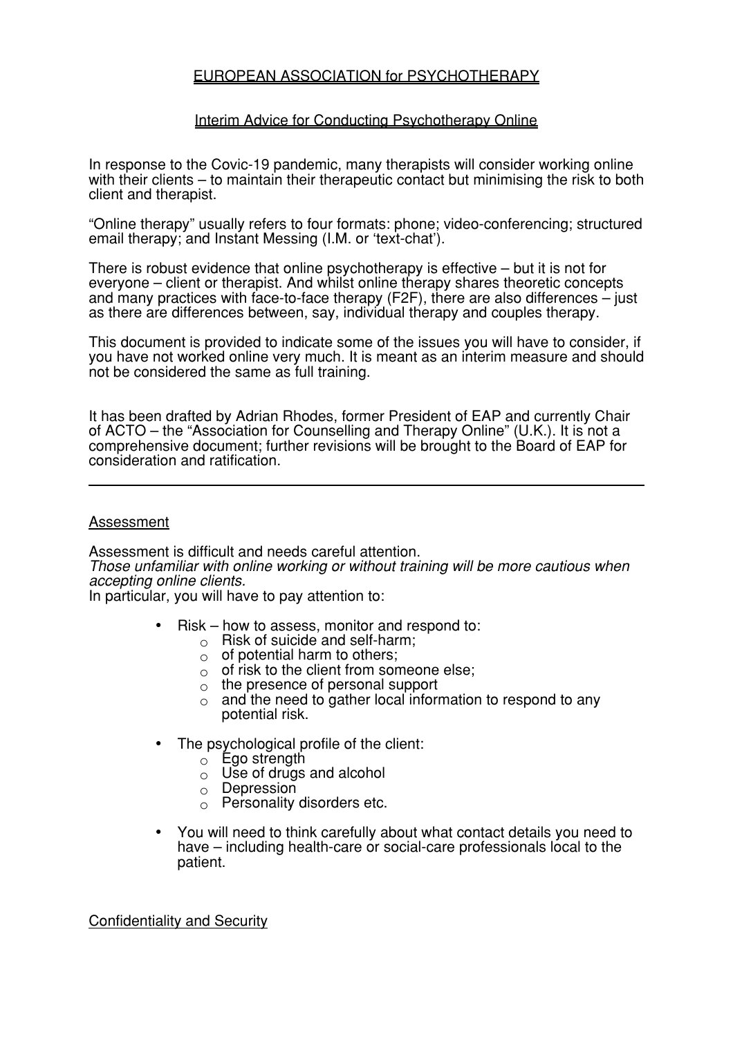# EUROPEAN ASSOCIATION for PSYCHOTHERAPY

## Interim Advice for Conducting Psychotherapy Online

In response to the Covic-19 pandemic, many therapists will consider working online with their clients – to maintain their therapeutic contact but minimising the risk to both client and therapist.

"Online therapy" usually refers to four formats: phone; video-conferencing; structured email therapy; and Instant Messing (I.M. or 'text-chat').

There is robust evidence that online psychotherapy is effective – but it is not for everyone – client or therapist. And whilst online therapy shares theoretic concepts and many practices with face-to-face therapy (F2F), there are also differences – just as there are differences between, say, individual therapy and couples therapy.

This document is provided to indicate some of the issues you will have to consider, if you have not worked online very much. It is meant as an interim measure and should not be considered the same as full training.

It has been drafted by Adrian Rhodes, former President of EAP and currently Chair of ACTO – the "Association for Counselling and Therapy Online" (U.K.). It is not a comprehensive document; further revisions will be brought to the Board of EAP for consideration and ratification.

---

### Assessment

Assessment is difficult and needs careful attention.
*Those unfamiliar with online working or without training will be more cautious when accepting online clients.*
In particular, you will have to pay attention to:

- Risk – how to assess, monitor and respond to:
  - Risk of suicide and self-harm;
  - of potential harm to others;
  - of risk to the client from someone else;
  - the presence of personal support
  - and the need to gather local information to respond to any potential risk.
- The psychological profile of the client:
  - Ego strength
  - Use of drugs and alcohol
  - Depression
  - Personality disorders etc.
- You will need to think carefully about what contact details you need to have – including health-care or social-care professionals local to the patient.

### Confidentiality and Security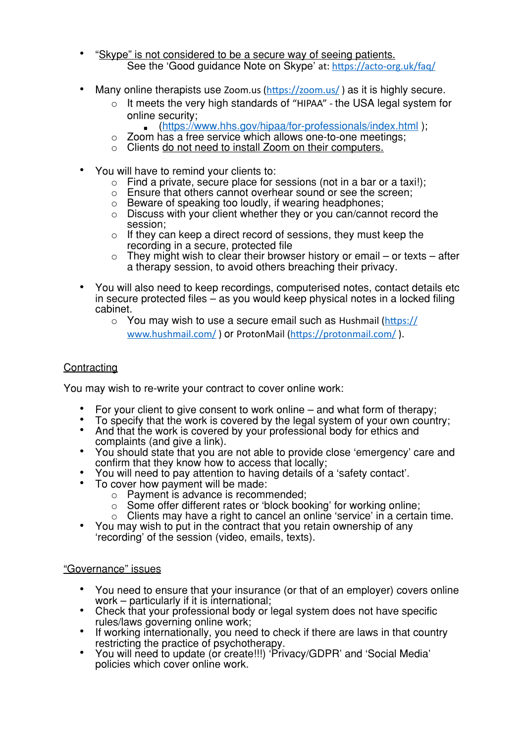- "Skype" is not considered to be a secure way of seeing patients.
  See the 'Good guidance Note on Skype' at: https://acto-org.uk/faq/

- Many online therapists use Zoom.us (https://zoom.us/ ) as it is highly secure.
  - It meets the very high standards of "HIPAA" - the USA legal system for online security;
    - (https://www.hhs.gov/hipaa/for-professionals/index.html );
  - Zoom has a free service which allows one-to-one meetings;
  - Clients do not need to install Zoom on their computers.

- You will have to remind your clients to:
  - Find a private, secure place for sessions (not in a bar or a taxi!);
  - Ensure that others cannot overhear sound or see the screen;
  - Beware of speaking too loudly, if wearing headphones;
  - Discuss with your client whether they or you can/cannot record the session;
  - If they can keep a direct record of sessions, they must keep the recording in a secure, protected file
  - They might wish to clear their browser history or email – or texts – after a therapy session, to avoid others breaching their privacy.

- You will also need to keep recordings, computerised notes, contact details etc in secure protected files – as you would keep physical notes in a locked filing cabinet.
  - You may wish to use a secure email such as Hushmail (https://www.hushmail.com/ ) or ProtonMail (https://protonmail.com/ ).

## Contracting

You may wish to re-write your contract to cover online work:

- For your client to give consent to work online – and what form of therapy;
- To specify that the work is covered by the legal system of your own country;
- And that the work is covered by your professional body for ethics and complaints (and give a link).
- You should state that you are not able to provide close 'emergency' care and confirm that they know how to access that locally;
- You will need to pay attention to having details of a 'safety contact'.
- To cover how payment will be made:
  - Payment is advance is recommended;
  - Some offer different rates or 'block booking' for working online;
  - Clients may have a right to cancel an online 'service' in a certain time.
- You may wish to put in the contract that you retain ownership of any 'recording' of the session (video, emails, texts).

## "Governance" issues

- You need to ensure that your insurance (or that of an employer) covers online work – particularly if it is international;
- Check that your professional body or legal system does not have specific rules/laws governing online work;
- If working internationally, you need to check if there are laws in that country restricting the practice of psychotherapy.
- You will need to update (or create!!!) 'Privacy/GDPR' and 'Social Media' policies which cover online work.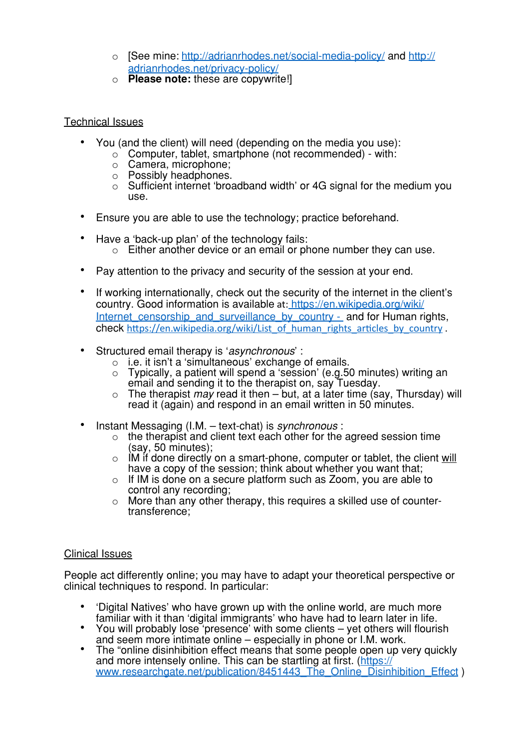- [See mine: [http://adrianrhodes.net/social-media-policy/](http://adrianrhodes.net/social-media-policy/) and [http://adrianrhodes.net/privacy-policy/](http://adrianrhodes.net/privacy-policy/)
  - **Please note:** these are copywrite!]

<u>Technical Issues</u>

- You (and the client) will need (depending on the media you use):
  - Computer, tablet, smartphone (not recommended) - with:
  - Camera, microphone;
  - Possibly headphones.
  - Sufficient internet 'broadband width' or 4G signal for the medium you use.

- Ensure you are able to use the technology; practice beforehand.

- Have a 'back-up plan' of the technology fails:
  - Either another device or an email or phone number they can use.

- Pay attention to the privacy and security of the session at your end.

- If working internationally, check out the security of the internet in the client's country. Good information is available at: [https://en.wikipedia.org/wiki/Internet_censorship_and_surveillance_by_country](https://en.wikipedia.org/wiki/Internet_censorship_and_surveillance_by_country) - and for Human rights, check [https://en.wikipedia.org/wiki/List_of_human_rights_articles_by_country](https://en.wikipedia.org/wiki/List_of_human_rights_articles_by_country) .

- Structured email therapy is '*asynchronous*' :
  - i.e. it isn't a 'simultaneous' exchange of emails.
  - Typically, a patient will spend a 'session' (e.g.50 minutes) writing an email and sending it to the therapist on, say Tuesday.
  - The therapist *may* read it then – but, at a later time (say, Thursday) will read it (again) and respond in an email written in 50 minutes.

- Instant Messaging (I.M. – text-chat) is *synchronous* :
  - the therapist and client text each other for the agreed session time (say, 50 minutes);
  - IM if done directly on a smart-phone, computer or tablet, the client <u>will</u> have a copy of the session; think about whether you want that;
  - If IM is done on a secure platform such as Zoom, you are able to control any recording;
  - More than any other therapy, this requires a skilled use of counter-transference;

<u>Clinical Issues</u>

People act differently online; you may have to adapt your theoretical perspective or clinical techniques to respond. In particular:

- 'Digital Natives' who have grown up with the online world, are much more familiar with it than 'digital immigrants' who have had to learn later in life.
- You will probably lose 'presence' with some clients – yet others will flourish and seem more intimate online – especially in phone or I.M. work.
- The "online disinhibition effect means that some people open up very quickly and more intensely online. This can be startling at first. ([https://www.researchgate.net/publication/8451443_The_Online_Disinhibition_Effect](https://www.researchgate.net/publication/8451443_The_Online_Disinhibition_Effect) )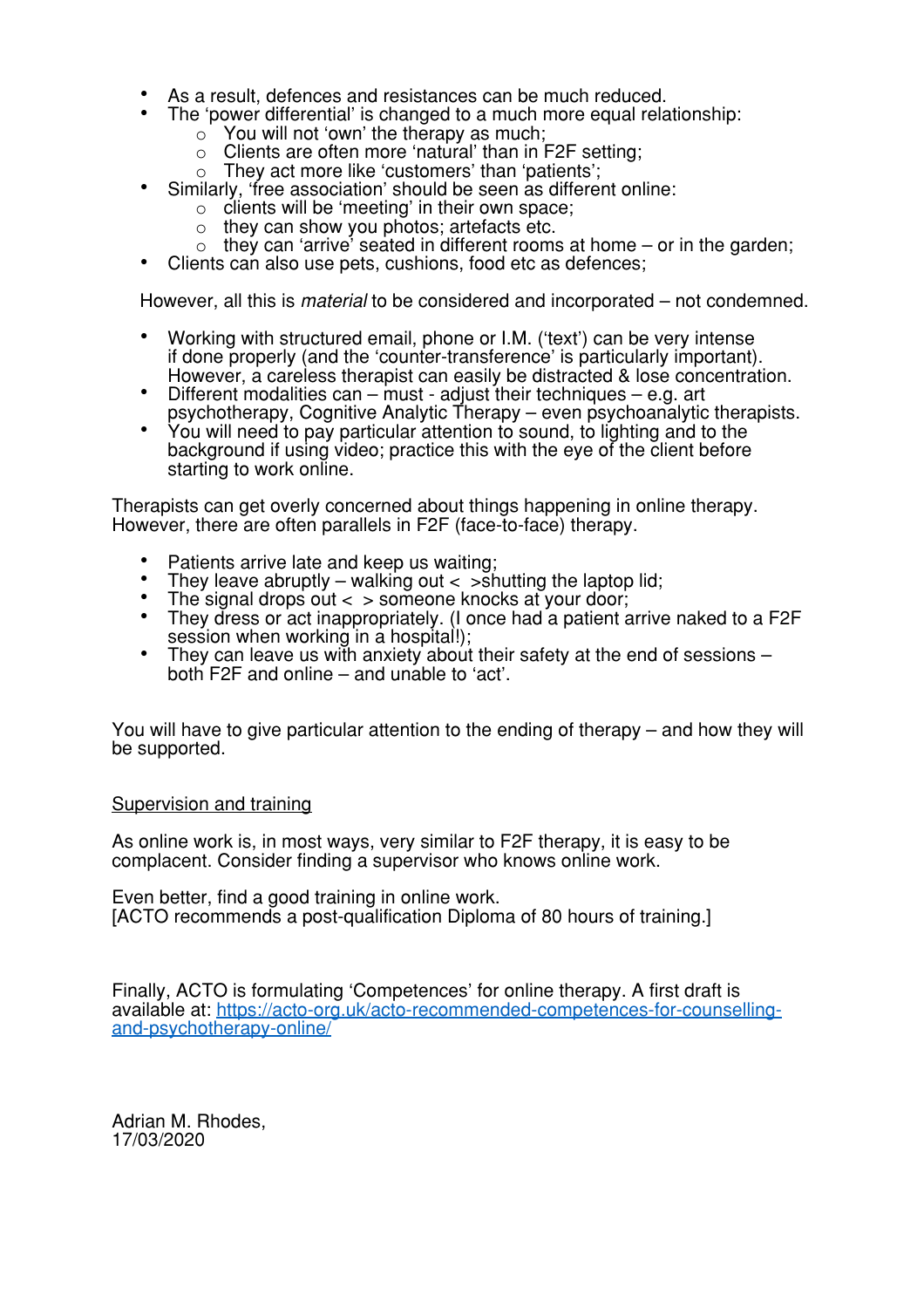- As a result, defences and resistances can be much reduced.
- The 'power differential' is changed to a much more equal relationship:
  - You will not 'own' the therapy as much;
  - Clients are often more 'natural' than in F2F setting;
  - They act more like 'customers' than 'patients';
- Similarly, 'free association' should be seen as different online:
  - clients will be 'meeting' in their own space;
  - they can show you photos; artefacts etc.
  - they can 'arrive' seated in different rooms at home – or in the garden;
- Clients can also use pets, cushions, food etc as defences;

However, all this is *material* to be considered and incorporated – not condemned.

- Working with structured email, phone or I.M. ('text') can be very intense if done properly (and the 'counter-transference' is particularly important). However, a careless therapist can easily be distracted & lose concentration.
- Different modalities can – must - adjust their techniques – e.g. art psychotherapy, Cognitive Analytic Therapy – even psychoanalytic therapists.
- You will need to pay particular attention to sound, to lighting and to the background if using video; practice this with the eye of the client before starting to work online.

Therapists can get overly concerned about things happening in online therapy. However, there are often parallels in F2F (face-to-face) therapy.

- Patients arrive late and keep us waiting;
- They leave abruptly – walking out < >shutting the laptop lid;
- The signal drops out < > someone knocks at your door;
- They dress or act inappropriately. (I once had a patient arrive naked to a F2F session when working in a hospital!);
- They can leave us with anxiety about their safety at the end of sessions – both F2F and online – and unable to 'act'.

You will have to give particular attention to the ending of therapy – and how they will be supported.

<u>Supervision and training</u>

As online work is, in most ways, very similar to F2F therapy, it is easy to be complacent. Consider finding a supervisor who knows online work.

Even better, find a good training in online work.
[ACTO recommends a post-qualification Diploma of 80 hours of training.]

Finally, ACTO is formulating 'Competences' for online therapy. A first draft is available at: [https://acto-org.uk/acto-recommended-competences-for-counselling-and-psychotherapy-online/](https://acto-org.uk/acto-recommended-competences-for-counselling-and-psychotherapy-online/)

Adrian M. Rhodes,
17/03/2020